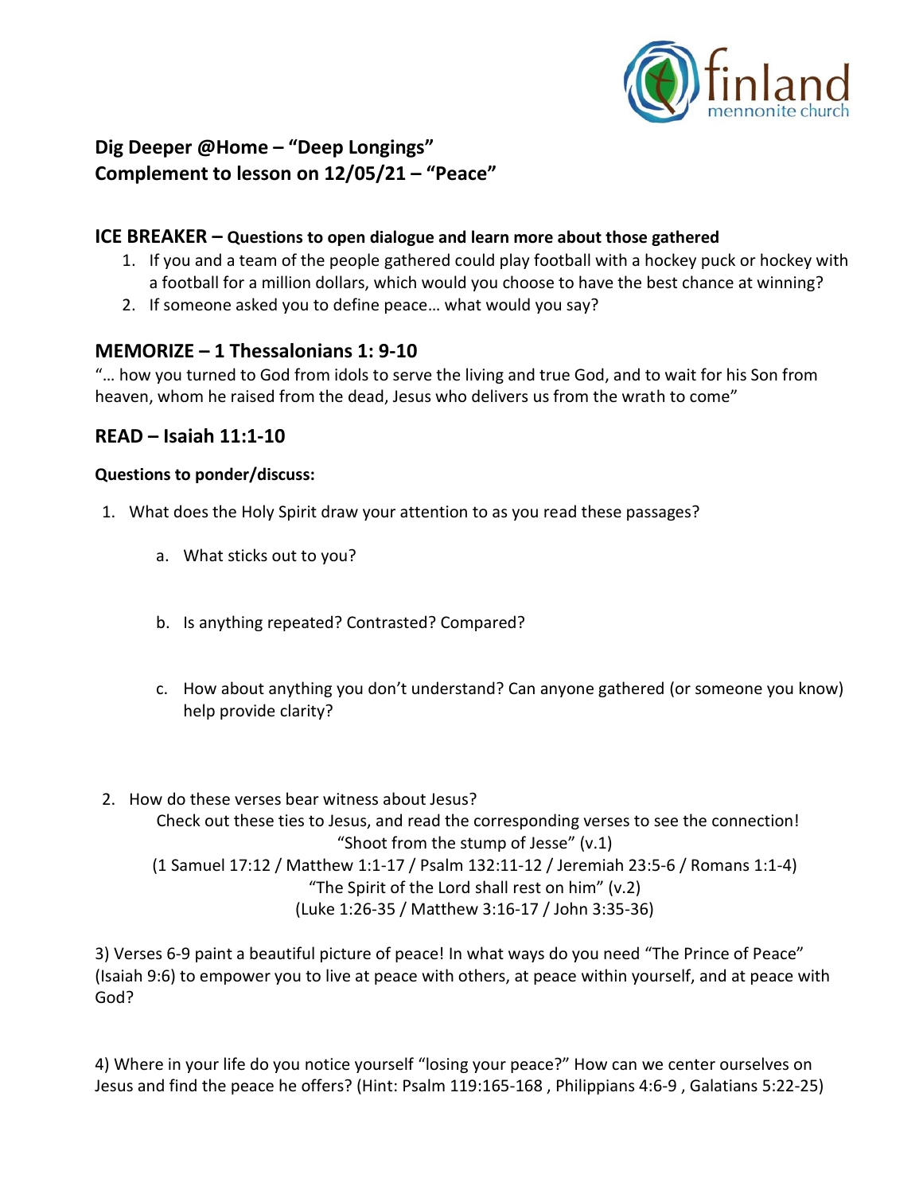finland mennonite church

## Dig Deeper @Home – "Deep Longings"
## Complement to lesson on 12/05/21 – "Peace"

### ICE BREAKER – Questions to open dialogue and learn more about those gathered

1. If you and a team of the people gathered could play football with a hockey puck or hockey with a football for a million dollars, which would you choose to have the best chance at winning?
2. If someone asked you to define peace… what would you say?

### MEMORIZE – 1 Thessalonians 1: 9-10

"… how you turned to God from idols to serve the living and true God, and to wait for his Son from heaven, whom he raised from the dead, Jesus who delivers us from the wrath to come"

### READ – Isaiah 11:1-10

**Questions to ponder/discuss:**

1. What does the Holy Spirit draw your attention to as you read these passages?
   a. What sticks out to you?
   b. Is anything repeated? Contrasted? Compared?
   c. How about anything you don't understand? Can anyone gathered (or someone you know) help provide clarity?

2. How do these verses bear witness about Jesus?

   Check out these ties to Jesus, and read the corresponding verses to see the connection!

   "Shoot from the stump of Jesse" (v.1)

   (1 Samuel 17:12 / Matthew 1:1-17 / Psalm 132:11-12 / Jeremiah 23:5-6 / Romans 1:1-4)

   "The Spirit of the Lord shall rest on him" (v.2)

   (Luke 1:26-35 / Matthew 3:16-17 / John 3:35-36)

3) Verses 6-9 paint a beautiful picture of peace! In what ways do you need "The Prince of Peace" (Isaiah 9:6) to empower you to live at peace with others, at peace within yourself, and at peace with God?

4) Where in your life do you notice yourself "losing your peace?" How can we center ourselves on Jesus and find the peace he offers? (Hint: Psalm 119:165-168 , Philippians 4:6-9 , Galatians 5:22-25)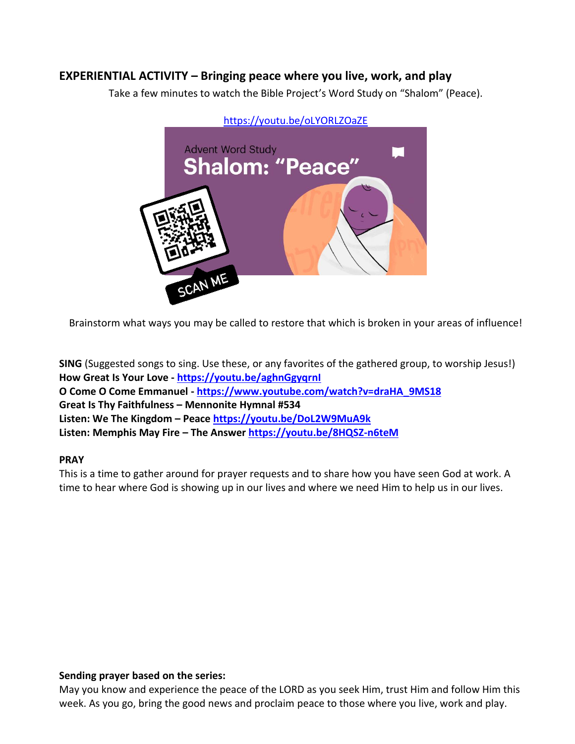## EXPERIENTIAL ACTIVITY – Bringing peace where you live, work, and play

Take a few minutes to watch the Bible Project's Word Study on "Shalom" (Peace).

https://youtu.be/oLYORLZOaZE

Brainstorm what ways you may be called to restore that which is broken in your areas of influence!

**SING** (Suggested songs to sing. Use these, or any favorites of the gathered group, to worship Jesus!)
**How Great Is Your Love - https://youtu.be/aghnGgyqrnI**
**O Come O Come Emmanuel - https://www.youtube.com/watch?v=draHA_9MS18**
**Great Is Thy Faithfulness – Mennonite Hymnal #534**
**Listen: We The Kingdom – Peace https://youtu.be/DoL2W9MuA9k**
**Listen: Memphis May Fire – The Answer https://youtu.be/8HQSZ-n6teM**

**PRAY**

This is a time to gather around for prayer requests and to share how you have seen God at work. A time to hear where God is showing up in our lives and where we need Him to help us in our lives.

**Sending prayer based on the series:**

May you know and experience the peace of the LORD as you seek Him, trust Him and follow Him this week. As you go, bring the good news and proclaim peace to those where you live, work and play.